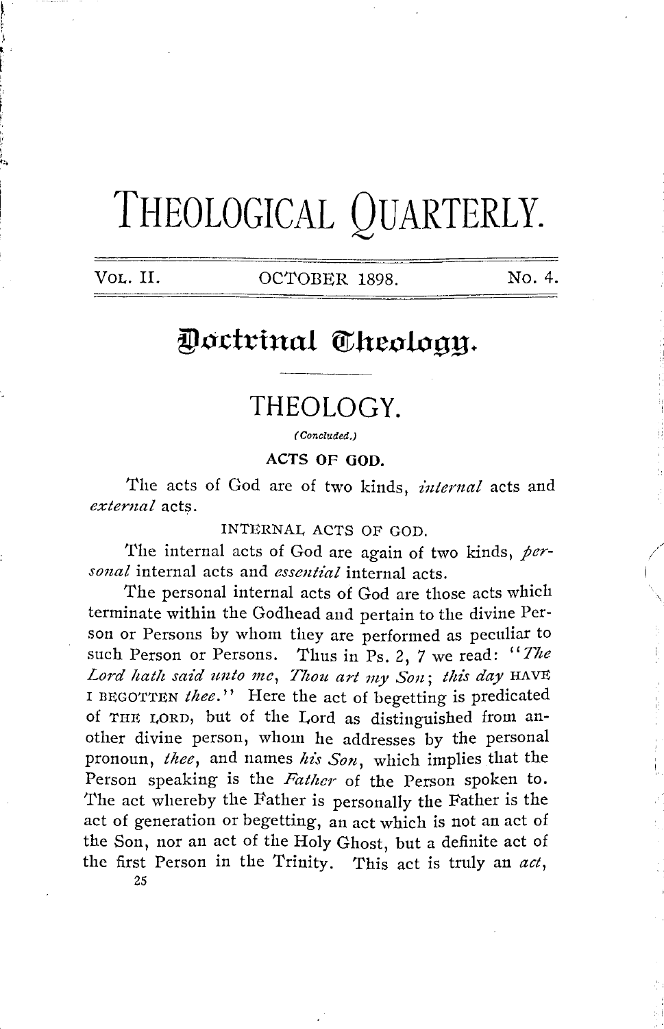# THEOLOGICAL QUARTERLY.

VOL. II. OCTOBER 1898. No. 4.

## Doctrinal Theology.

## THEOLOGY.

*(Concluded.)*

### ACTS OF GOD.

The acts of God are of two kinds, *internal* acts and *external* acts.

#### INTERNAL ACTS OF GOD.

The internal acts of God are again of two kinds, *personal* internal acts and *essential* internal acts.

The personal internal acts of God are those acts which terminate within the Godhead and pertain to the divine Person or Persons by whom they are performed as peculiar to such Person or Persons. Thus in Ps. 2, 7 we read: "*The Lord hath said unto me, Thou art my Son; this day* HAVE I BEGOTTEN *thee.*" Here the act of begetting is predicated of THE LORD, but of the Lord as distinguished from another divine person, whom he addresses by the personal pronoun, *thee*, and names *his Son*, which implies that the Person speaking is the *Father* of the Person spoken to. The act whereby the Father is personally the Father is the act of generation or begetting, an act which is not an act of the Son, nor an act of the Holy Ghost, but a definite act of the first Person in the Trinity. This act is truly an *act*,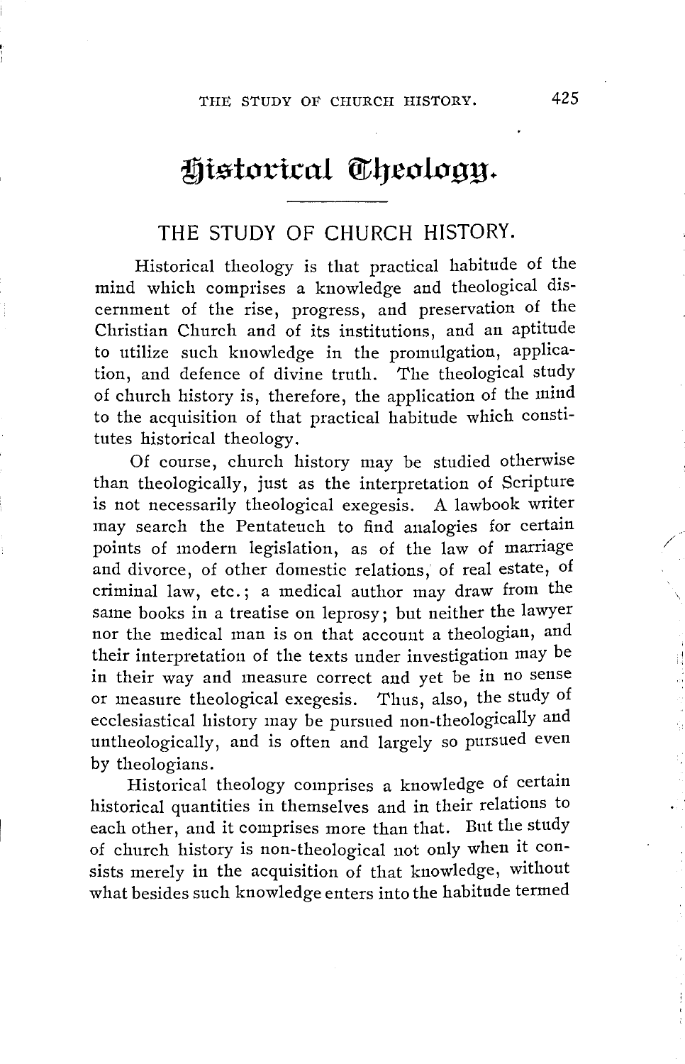# Historical Theology.

## THE STUDY OF CHURCH HISTORY.

Historical theology is that practical habitude of the mind which comprises a knowledge and theological discernment of the rise, progress, and preservation of the Christian Church and of its institutions, and an aptitude to utilize such knowledge in the promulgation, application, and defence of divine truth. The theological study of church history is, therefore, the application of the mind to the acquisition of that practical habitude which constitutes historical theology.

Of course, church history may be studied otherwise than theologically, just as the interpretation of Scripture is not necessarily theological exegesis. A lawbook writer may search the Pentateuch to find analogies for certain points of modern legislation, as of the law of marriage and divorce, of other domestic relations, of real estate, of criminal law, etc.; a medical author may draw from the same books in a treatise on leprosy; but neither the lawyer nor the medical man is on that account a theologian, and their interpretation of the texts under investigation may be in their way and measure correct and yet be in no sense or measure theological exegesis. Thus, also, the study of ecclesiastical history may be pursued non-theologically and untheologically, and is often and largely so pursued even by theologians.

Historical theology comprises a knowledge of certain historical quantities in themselves and in their relations to each other, and it comprises more than that. But the study of church history is non-theological not only when it consists merely in the acquisition of that knowledge, without what besides such knowledge enters into the habitude termed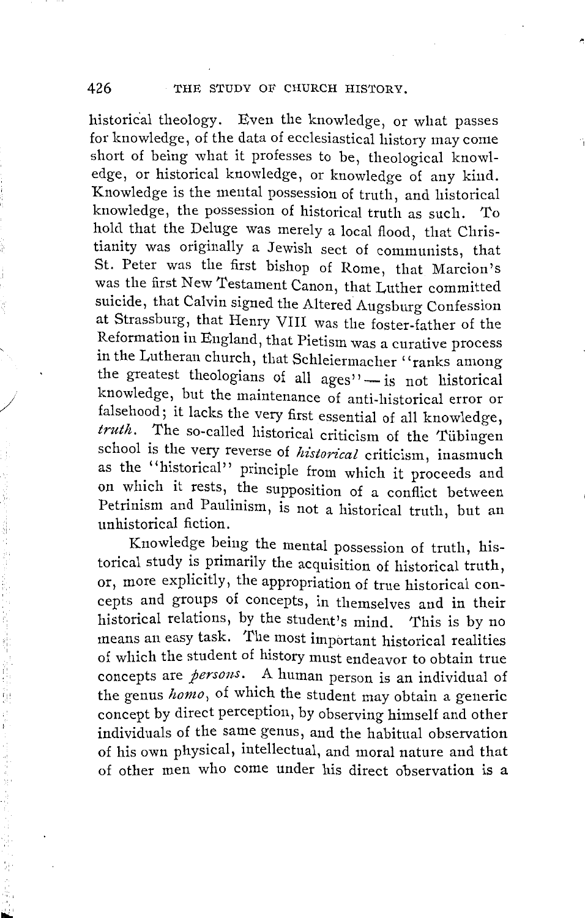historical theology. Even the knowledge, or what passes for knowledge, of the data of ecclesiastical history may come short of being what it professes to be, theological knowledge, or historical knowledge, or knowledge of any kind. Knowledge is the mental possession of truth, and historical knowledge, the possession of historical truth as such. To hold that the Deluge was merely a local flood, that Christianity was originally a Jewish sect of communists, that St. Peter was the first bishop of Rome, that Marcion's was the first New Testament Canon, that Luther committed suicide, that Calvin signed the Altered Augsburg Confession at Strassburg, that Henry VIII was the foster-father of the Reformation in England, that Pietism was a curative process in the Lutheran church, that Schleiermacher "ranks among the greatest theologians of all ages"—is not historical knowledge, but the maintenance of anti-historical error or falsehood; it lacks the very first essential of all knowledge, *truth*. The so-called historical criticism of the Tübingen school is the very reverse of *historical* criticism, inasmuch as the "historical" principle from which it proceeds and on which it rests, the supposition of a conflict between Petrinism and Paulinism, is not a historical truth, but an unhistorical fiction.

Knowledge being the mental possession of truth, historical study is primarily the acquisition of historical truth, or, more explicitly, the appropriation of true historical concepts and groups of concepts, in themselves and in their historical relations, by the student's mind. This is by no means an easy task. The most important historical realities of which the student of history must endeavor to obtain true concepts are *persons*. A human person is an individual of the genus *homo*, of which the student may obtain a generic concept by direct perception, by observing himself and other individuals of the same genus, and the habitual observation of his own physical, intellectual, and moral nature and that of other men who come under his direct observation is a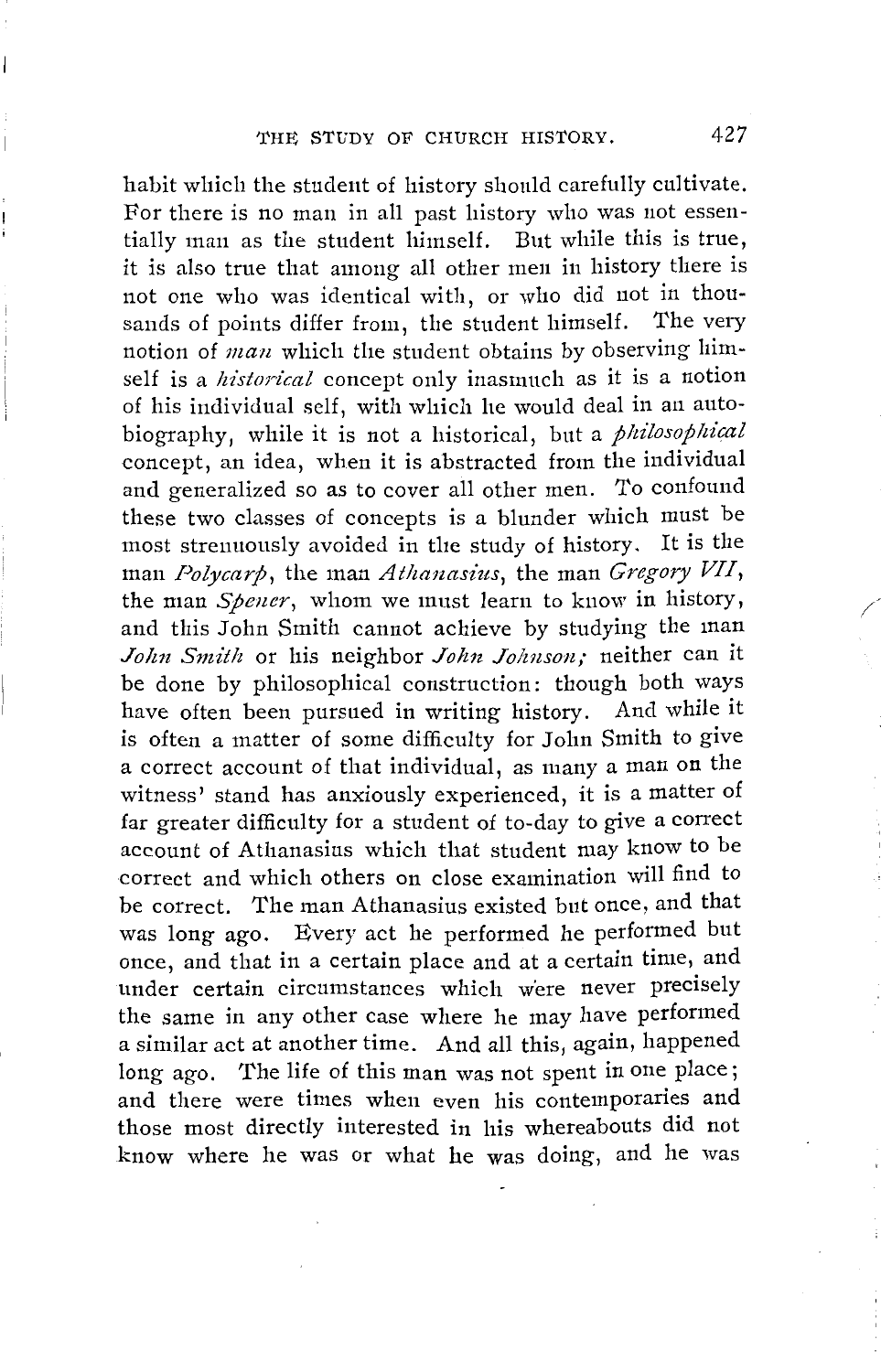habit which the student of history should carefully cultivate. For there is no man in all past history who was not essentially man as the student himself. But while this is true, it is also true that among all other men in history there is not one who was identical with, or who did not in thousands of points differ from, the student himself. The very notion of *man* which the student obtains by observing himself is a *historical* concept only inasmuch as it is a notion of his individual self, with which he would deal in an autobiography, while it is not a historical, but a *philosophical* concept, an idea, when it is abstracted from the individual and generalized so as to cover all other men. To confound these two classes of concepts is a blunder which must be most strenuously avoided in the study of history. It is the man *Polycarp*, the man *Athanasius*, the man *Gregory VII*, the man *Spener*, whom we must learn to know in history, and this John Smith cannot achieve by studying the man *John Smith* or his neighbor *John Johnson;* neither can it be done by philosophical construction: though both ways have often been pursued in writing history. And while it is often a matter of some difficulty for John Smith to give a correct account of that individual, as many a man on the witness' stand has anxiously experienced, it is a matter of far greater difficulty for a student of to-day to give a correct account of Athanasius which that student may know to be correct and which others on close examination will find to be correct. The man Athanasius existed but once, and that was long ago. Every act he performed he performed but once, and that in a certain place and at a certain time, and under certain circumstances which were never precisely the same in any other case where he may have performed a similar act at another time. And all this, again, happened long ago. The life of this man was not spent in one place; and there were times when even his contemporaries and those most directly interested in his whereabouts did not know where he was or what he was doing, and he was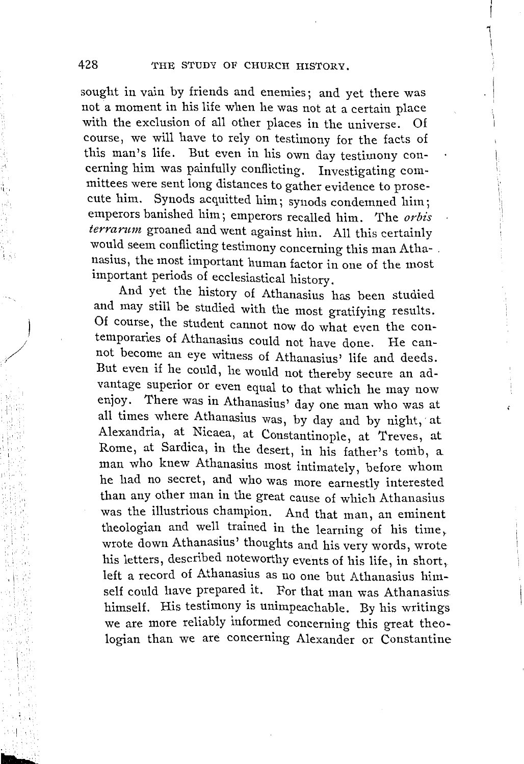sought in vain by friends and enemies; and yet there was not a moment in his life when he was not at a certain place with the exclusion of all other places in the universe. Of course, we will have to rely on testimony for the facts of this man's life. But even in his own day testimony concerning him was painfully conflicting. Investigating committees were sent long distances to gather evidence to prosecute him. Synods acquitted him; synods condemned him; emperors banished him; emperors recalled him. The *orbis terrarum* groaned and went against him. All this certainly would seem conflicting testimony concerning this man Athanasius, the most important human factor in one of the most important periods of ecclesiastical history.

And yet the history of Athanasius has been studied and may still be studied with the most gratifying results. Of course, the student cannot now do what even the contemporaries of Athanasius could not have done. He cannot become an eye witness of Athanasius' life and deeds. But even if he could, he would not thereby secure an advantage superior or even equal to that which he may now enjoy. There was in Athanasius' day one man who was at all times where Athanasius was, by day and by night, at Alexandria, at Nicaea, at Constantinople, at Treves, at Rome, at Sardica, in the desert, in his father's tomb, a man who knew Athanasius most intimately, before whom he had no secret, and who was more earnestly interested than any other man in the great cause of which Athanasius was the illustrious champion. And that man, an eminent theologian and well trained in the learning of his time, wrote down Athanasius' thoughts and his very words, wrote his letters, described noteworthy events of his life, in short, left a record of Athanasius as no one but Athanasius himself could have prepared it. For that man was Athanasius himself. His testimony is unimpeachable. By his writings we are more reliably informed concerning this great theologian than we are concerning Alexander or Constantine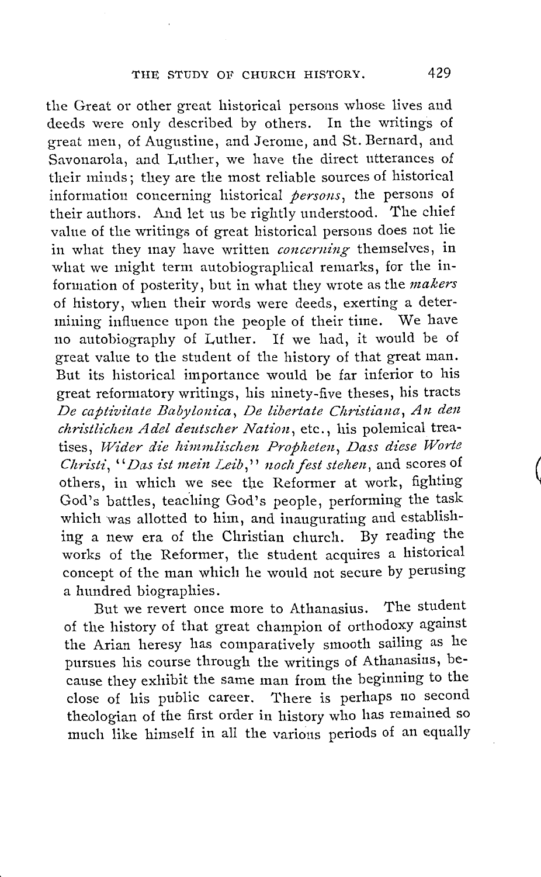the Great or other great historical persons whose lives and deeds were only described by others. In the writings of great men, of Augustine, and Jerome, and St. Bernard, and Savonarola, and Luther, we have the direct utterances of their minds; they are the most reliable sources of historical information concerning historical *persons*, the persons of their authors. And let us be rightly understood. The chief value of the writings of great historical persons does not lie in what they may have written *concerning* themselves, in what we might term autobiographical remarks, for the information of posterity, but in what they wrote as the *makers* of history, when their words were deeds, exerting a determining influence upon the people of their time. We have no autobiography of Luther. If we had, it would be of great value to the student of the history of that great man. But its historical importance would be far inferior to his great reformatory writings, his ninety-five theses, his tracts *De captivitate Babylonica*, *De libertate Christiana*, *An den christlichen Adel deutscher Nation*, etc., his polemical treatises, *Wider die himmlischen Propheten*, *Dass diese Worte Christi*, "*Das ist mein Leib*," *noch fest stehen*, and scores of others, in which we see the Reformer at work, fighting God's battles, teaching God's people, performing the task which was allotted to him, and inaugurating and establishing a new era of the Christian church. By reading the works of the Reformer, the student acquires a historical concept of the man which he would not secure by perusing a hundred biographies.

But we revert once more to Athanasius. The student of the history of that great champion of orthodoxy against the Arian heresy has comparatively smooth sailing as he pursues his course through the writings of Athanasius, because they exhibit the same man from the beginning to the close of his public career. There is perhaps no second theologian of the first order in history who has remained so much like himself in all the various periods of an equally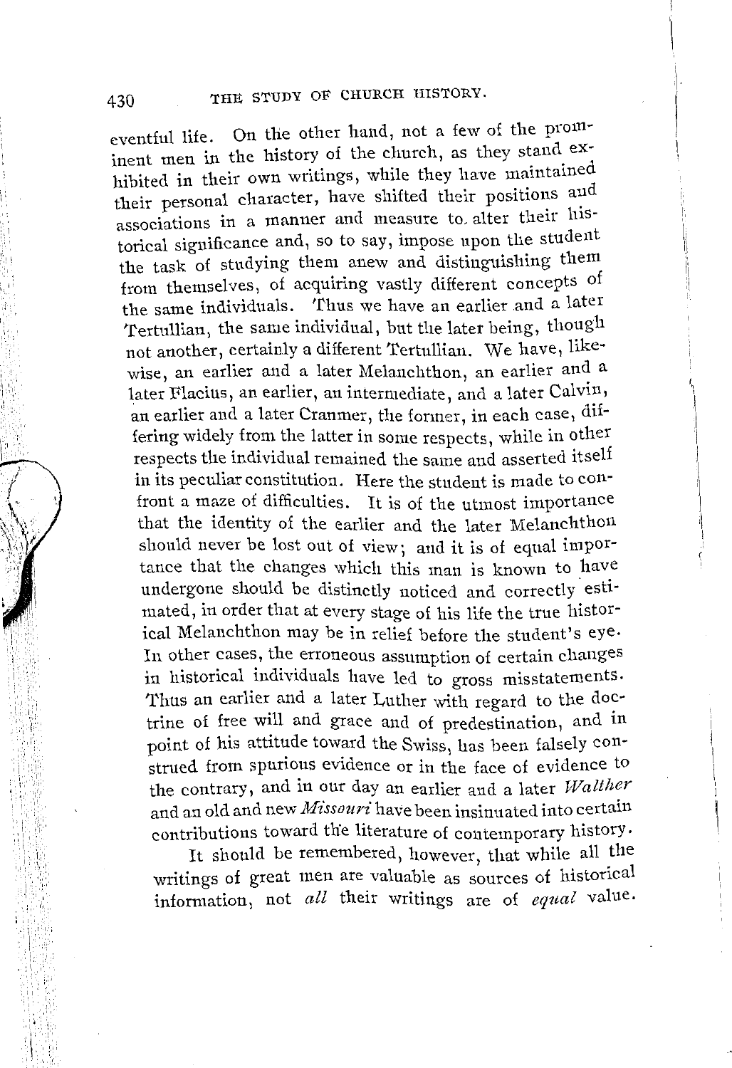eventful life. On the other hand, not a few of the prominent men in the history of the church, as they stand exhibited in their own writings, while they have maintained their personal character, have shifted their positions and associations in a manner and measure to alter their historical significance and, so to say, impose upon the student the task of studying them anew and distinguishing them from themselves, of acquiring vastly different concepts of the same individuals. Thus we have an earlier and a later Tertullian, the same individual, but the later being, though not another, certainly a different Tertullian. We have, likewise, an earlier and a later Melanchthon, an earlier and a later Flacius, an earlier, an intermediate, and a later Calvin, an earlier and a later Cranmer, the former, in each case, differing widely from the latter in some respects, while in other respects the individual remained the same and asserted itself in its peculiar constitution. Here the student is made to confront a maze of difficulties. It is of the utmost importance that the identity of the earlier and the later Melanchthon should never be lost out of view; and it is of equal importance that the changes which this man is known to have undergone should be distinctly noticed and correctly estimated, in order that at every stage of his life the true historical Melanchthon may be in relief before the student's eye. In other cases, the erroneous assumption of certain changes in historical individuals have led to gross misstatements. Thus an earlier and a later Luther with regard to the doctrine of free will and grace and of predestination, and in point of his attitude toward the Swiss, has been falsely construed from spurious evidence or in the face of evidence to the contrary, and in our day an earlier and a later *Walther* and an old and new *Missouri* have been insinuated into certain contributions toward the literature of contemporary history.

It should be remembered, however, that while all the writings of great men are valuable as sources of historical information, not *all* their writings are of *equal* value.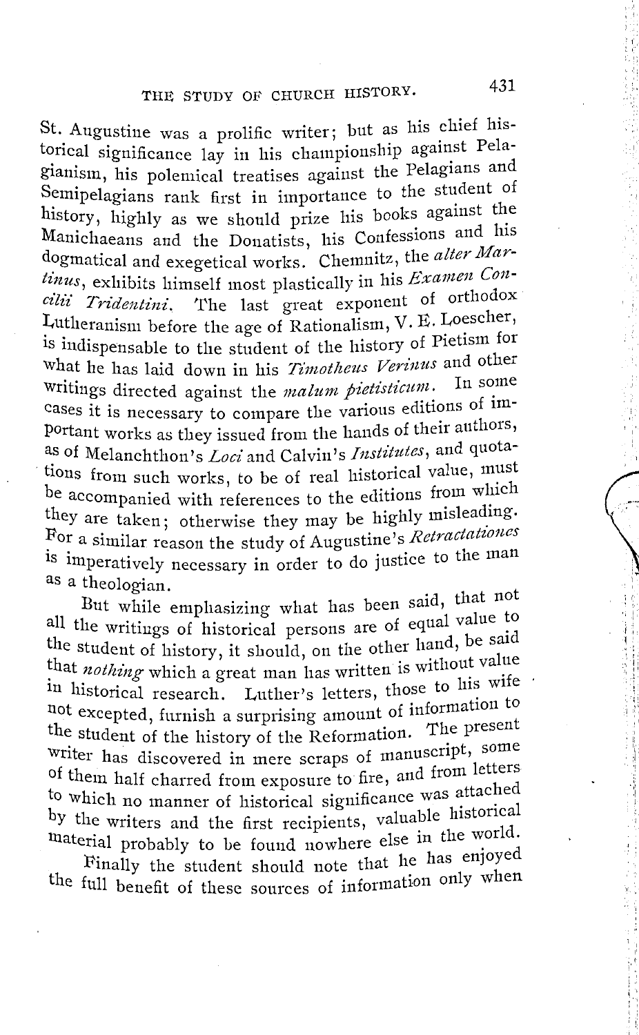St. Augustine was a prolific writer; but as his chief historical significance lay in his championship against Pelagianism, his polemical treatises against the Pelagians and Semipelagians rank first in importance to the student of history, highly as we should prize his books against the Manichaeans and the Donatists, his Confessions and his dogmatical and exegetical works. Chemnitz, the *alter Martinus*, exhibits himself most plastically in his *Examen Concilii Tridentini*. The last great exponent of orthodox Lutheranism before the age of Rationalism, V. E. Loescher, is indispensable to the student of the history of Pietism for what he has laid down in his *Timotheus Verinus* and other writings directed against the *malum pietisticum*. In some cases it is necessary to compare the various editions of important works as they issued from the hands of their authors, as of Melanchthon's *Loci* and Calvin's *Institutes*, and quotations from such works, to be of real historical value, must be accompanied with references to the editions from which they are taken; otherwise they may be highly misleading. For a similar reason the study of Augustine's *Retractationes* is imperatively necessary in order to do justice to the man as a theologian.

But while emphasizing what has been said, that not all the writings of historical persons are of equal value to the student of history, it should, on the other hand, be said that *nothing* which a great man has written is without value in historical research. Luther's letters, those to his wife not excepted, furnish a surprising amount of information to the student of the history of the Reformation. The present writer has discovered in mere scraps of manuscript, some of them half charred from exposure to fire, and from letters to which no manner of historical significance was attached by the writers and the first recipients, valuable historical material probably to be found nowhere else in the world.

Finally the student should note that he has enjoyed the full benefit of these sources of information only when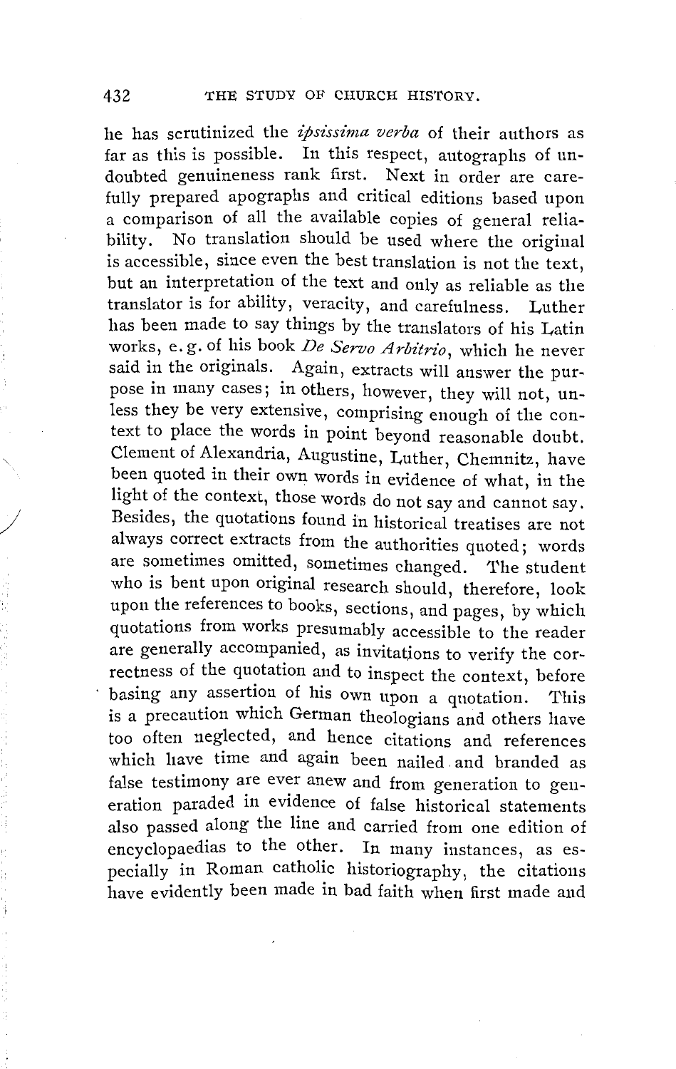he has scrutinized the *ipsissima verba* of their authors as far as this is possible. In this respect, autographs of undoubted genuineness rank first. Next in order are carefully prepared apographs and critical editions based upon a comparison of all the available copies of general reliability. No translation should be used where the original is accessible, since even the best translation is not the text, but an interpretation of the text and only as reliable as the translator is for ability, veracity, and carefulness. Luther has been made to say things by the translators of his Latin works, e. g. of his book *De Servo Arbitrio*, which he never said in the originals. Again, extracts will answer the purpose in many cases; in others, however, they will not, unless they be very extensive, comprising enough of the context to place the words in point beyond reasonable doubt. Clement of Alexandria, Augustine, Luther, Chemnitz, have been quoted in their own words in evidence of what, in the light of the context, those words do not say and cannot say. Besides, the quotations found in historical treatises are not always correct extracts from the authorities quoted; words are sometimes omitted, sometimes changed. The student who is bent upon original research should, therefore, look upon the references to books, sections, and pages, by which quotations from works presumably accessible to the reader are generally accompanied, as invitations to verify the correctness of the quotation and to inspect the context, before basing any assertion of his own upon a quotation. This is a precaution which German theologians and others have too often neglected, and hence citations and references which have time and again been nailed and branded as false testimony are ever anew and from generation to generation paraded in evidence of false historical statements also passed along the line and carried from one edition of encyclopaedias to the other. In many instances, as especially in Roman catholic historiography, the citations have evidently been made in bad faith when first made and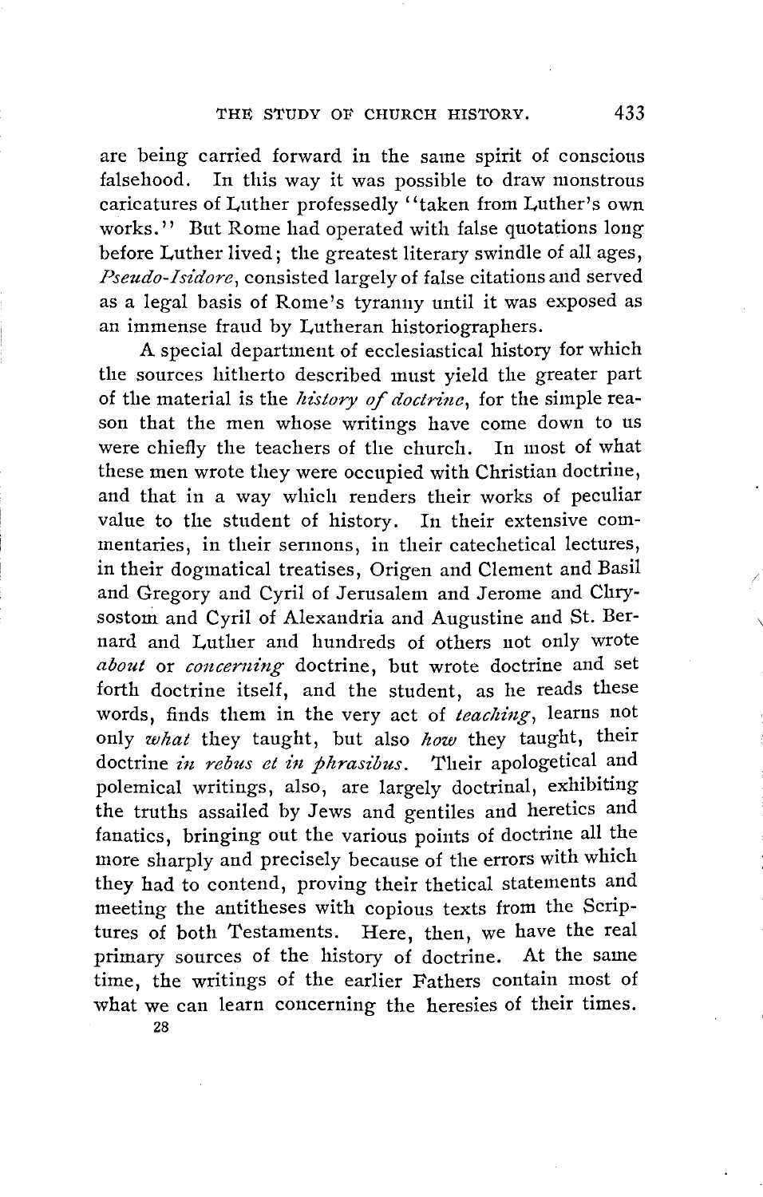are being carried forward in the same spirit of conscious falsehood. In this way it was possible to draw monstrous caricatures of Luther professedly "taken from Luther's own works." But Rome had operated with false quotations long before Luther lived; the greatest literary swindle of all ages, *Pseudo-Isidore*, consisted largely of false citations and served as a legal basis of Rome's tyranny until it was exposed as an immense fraud by Lutheran historiographers.

A special department of ecclesiastical history for which the sources hitherto described must yield the greater part of the material is the *history of doctrine*, for the simple reason that the men whose writings have come down to us were chiefly the teachers of the church. In most of what these men wrote they were occupied with Christian doctrine, and that in a way which renders their works of peculiar value to the student of history. In their extensive commentaries, in their sermons, in their catechetical lectures, in their dogmatical treatises, Origen and Clement and Basil and Gregory and Cyril of Jerusalem and Jerome and Chrysostom and Cyril of Alexandria and Augustine and St. Bernard and Luther and hundreds of others not only wrote *about* or *concerning* doctrine, but wrote doctrine and set forth doctrine itself, and the student, as he reads these words, finds them in the very act of *teaching*, learns not only *what* they taught, but also *how* they taught, their doctrine *in rebus et in phrasibus*. Their apologetical and polemical writings, also, are largely doctrinal, exhibiting the truths assailed by Jews and gentiles and heretics and fanatics, bringing out the various points of doctrine all the more sharply and precisely because of the errors with which they had to contend, proving their thetical statements and meeting the antitheses with copious texts from the Scriptures of both Testaments. Here, then, we have the real primary sources of the history of doctrine. At the same time, the writings of the earlier Fathers contain most of what we can learn concerning the heresies of their times.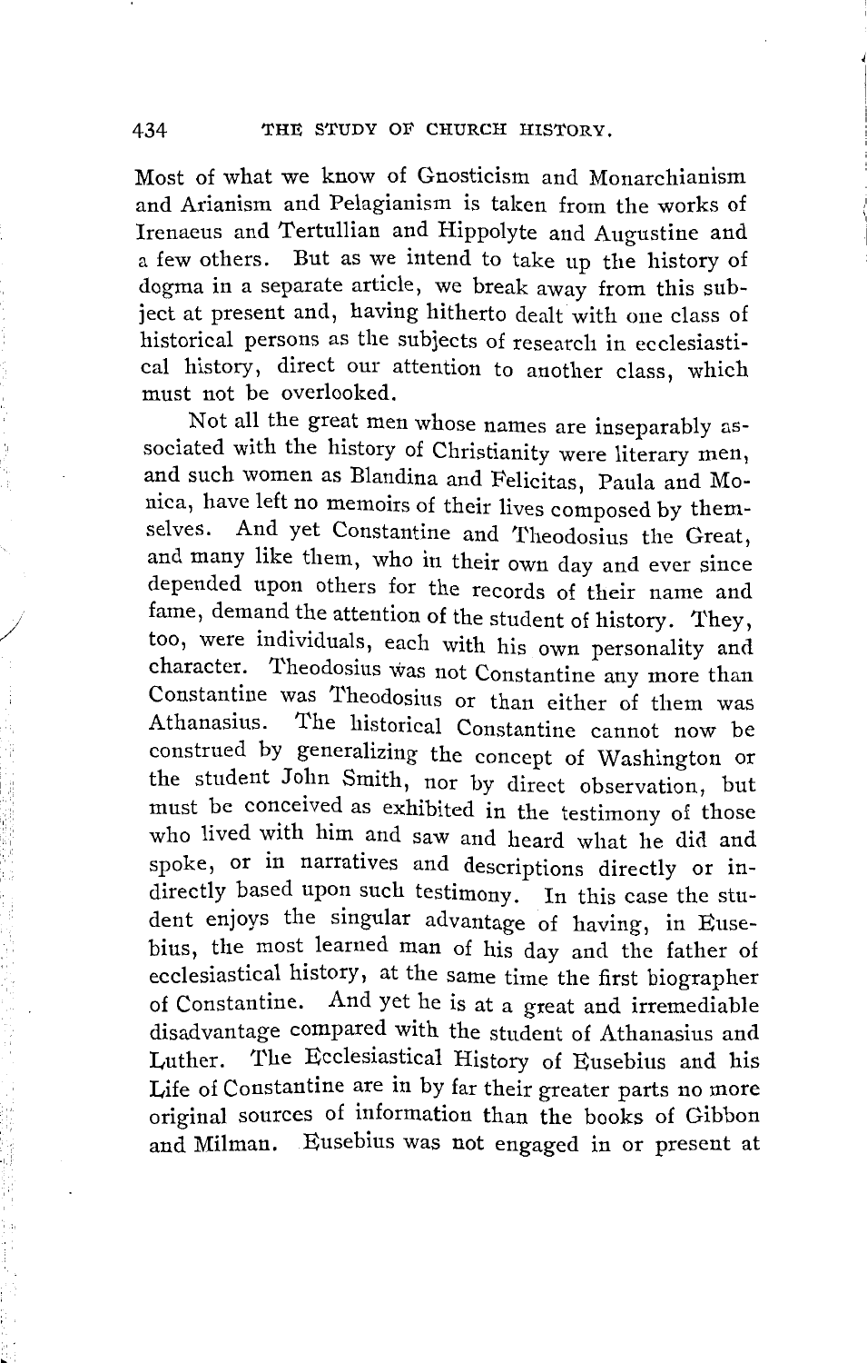Most of what we know of Gnosticism and Monarchianism and Arianism and Pelagianism is taken from the works of Irenaeus and Tertullian and Hippolyte and Augustine and a few others. But as we intend to take up the history of dogma in a separate article, we break away from this subject at present and, having hitherto dealt with one class of historical persons as the subjects of research in ecclesiastical history, direct our attention to another class, which must not be overlooked.

Not all the great men whose names are inseparably associated with the history of Christianity were literary men, and such women as Blandina and Felicitas, Paula and Monica, have left no memoirs of their lives composed by themselves. And yet Constantine and Theodosius the Great, and many like them, who in their own day and ever since depended upon others for the records of their name and fame, demand the attention of the student of history. They, too, were individuals, each with his own personality and character. Theodosius was not Constantine any more than Constantine was Theodosius or than either of them was Athanasius. The historical Constantine cannot now be construed by generalizing the concept of Washington or the student John Smith, nor by direct observation, but must be conceived as exhibited in the testimony of those who lived with him and saw and heard what he did and spoke, or in narratives and descriptions directly or indirectly based upon such testimony. In this case the student enjoys the singular advantage of having, in Eusebius, the most learned man of his day and the father of ecclesiastical history, at the same time the first biographer of Constantine. And yet he is at a great and irremediable disadvantage compared with the student of Athanasius and Luther. The Ecclesiastical History of Eusebius and his Life of Constantine are in by far their greater parts no more original sources of information than the books of Gibbon and Milman. Eusebius was not engaged in or present at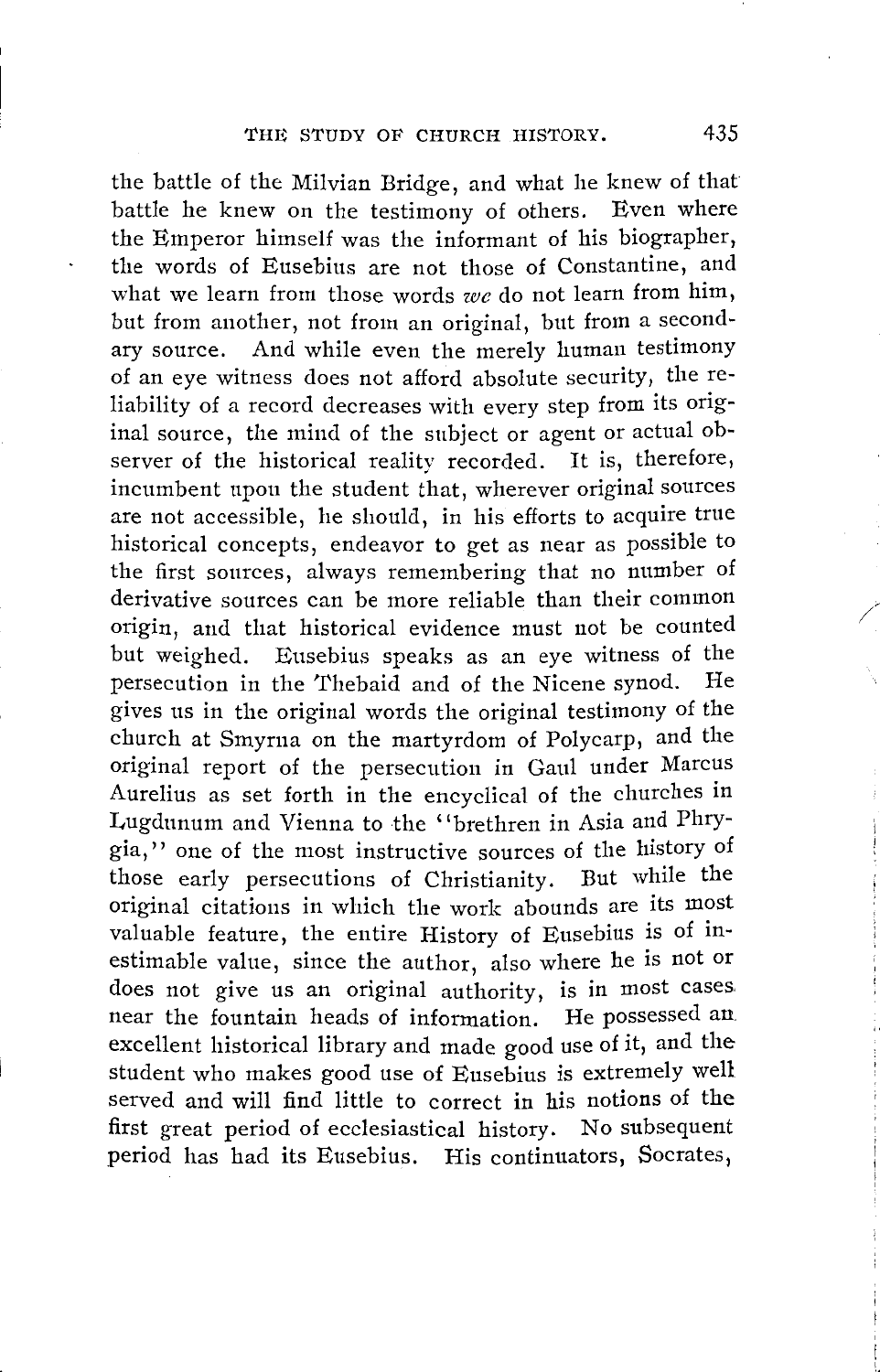the battle of the Milvian Bridge, and what he knew of that battle he knew on the testimony of others. Even where the Emperor himself was the informant of his biographer, the words of Eusebius are not those of Constantine, and what we learn from those words *we* do not learn from him, but from another, not from an original, but from a secondary source. And while even the merely human testimony of an eye witness does not afford absolute security, the reliability of a record decreases with every step from its original source, the mind of the subject or agent or actual observer of the historical reality recorded. It is, therefore, incumbent upon the student that, wherever original sources are not accessible, he should, in his efforts to acquire true historical concepts, endeavor to get as near as possible to the first sources, always remembering that no number of derivative sources can be more reliable than their common origin, and that historical evidence must not be counted but weighed. Eusebius speaks as an eye witness of the persecution in the Thebaid and of the Nicene synod. He gives us in the original words the original testimony of the church at Smyrna on the martyrdom of Polycarp, and the original report of the persecution in Gaul under Marcus Aurelius as set forth in the encyclical of the churches in Lugdunum and Vienna to the "brethren in Asia and Phrygia," one of the most instructive sources of the history of those early persecutions of Christianity. But while the original citations in which the work abounds are its most valuable feature, the entire History of Eusebius is of inestimable value, since the author, also where he is not or does not give us an original authority, is in most cases near the fountain heads of information. He possessed an excellent historical library and made good use of it, and the student who makes good use of Eusebius is extremely well served and will find little to correct in his notions of the first great period of ecclesiastical history. No subsequent period has had its Eusebius. His continuators, Socrates,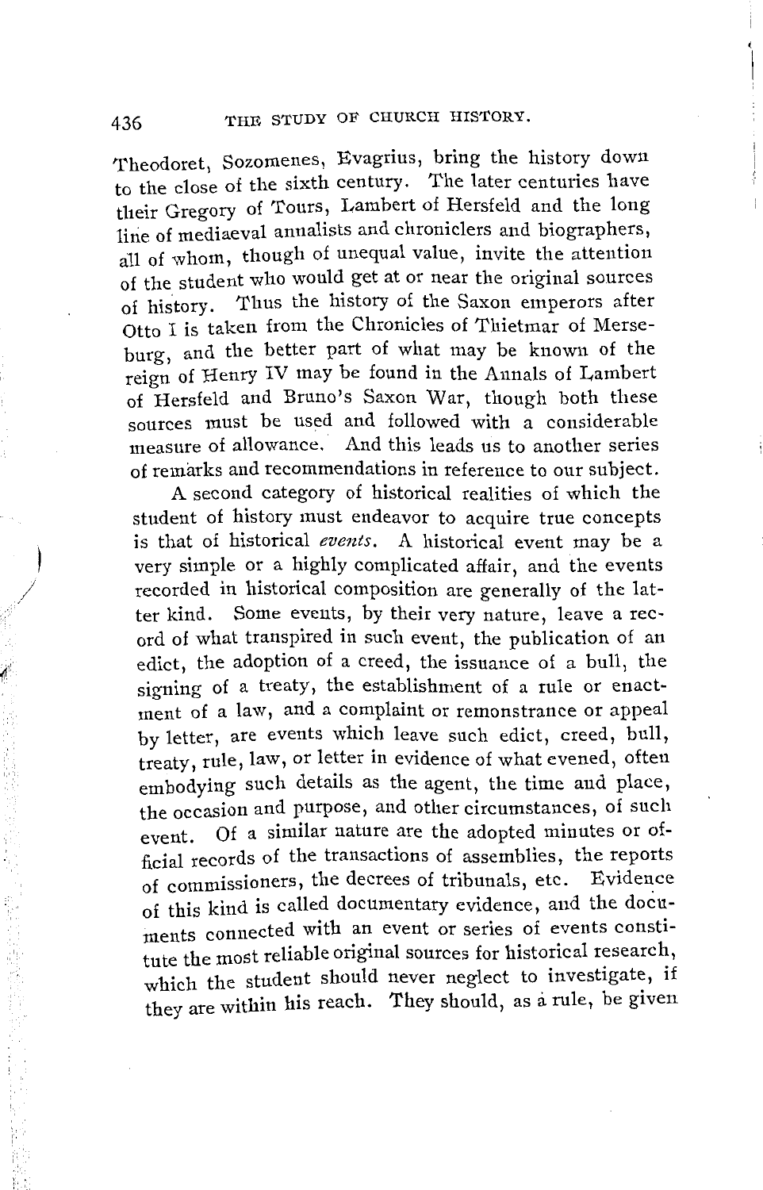Theodoret, Sozomenes, Evagrius, bring the history down to the close of the sixth century. The later centuries have their Gregory of Tours, Lambert of Hersfeld and the long line of mediaeval annalists and chroniclers and biographers, all of whom, though of unequal value, invite the attention of the student who would get at or near the original sources of history. Thus the history of the Saxon emperors after Otto I is taken from the Chronicles of Thietmar of Merseburg, and the better part of what may be known of the reign of Henry IV may be found in the Annals of Lambert of Hersfeld and Bruno's Saxon War, though both these sources must be used and followed with a considerable measure of allowance. And this leads us to another series of remarks and recommendations in reference to our subject.

A second category of historical realities of which the student of history must endeavor to acquire true concepts is that of historical *events*. A historical event may be a very simple or a highly complicated affair, and the events recorded in historical composition are generally of the latter kind. Some events, by their very nature, leave a record of what transpired in such event, the publication of an edict, the adoption of a creed, the issuance of a bull, the signing of a treaty, the establishment of a rule or enactment of a law, and a complaint or remonstrance or appeal by letter, are events which leave such edict, creed, bull, treaty, rule, law, or letter in evidence of what evened, often embodying such details as the agent, the time and place, the occasion and purpose, and other circumstances, of such event. Of a similar nature are the adopted minutes or official records of the transactions of assemblies, the reports of commissioners, the decrees of tribunals, etc. Evidence of this kind is called documentary evidence, and the documents connected with an event or series of events constitute the most reliable original sources for historical research, which the student should never neglect to investigate, if they are within his reach. They should, as a rule, be given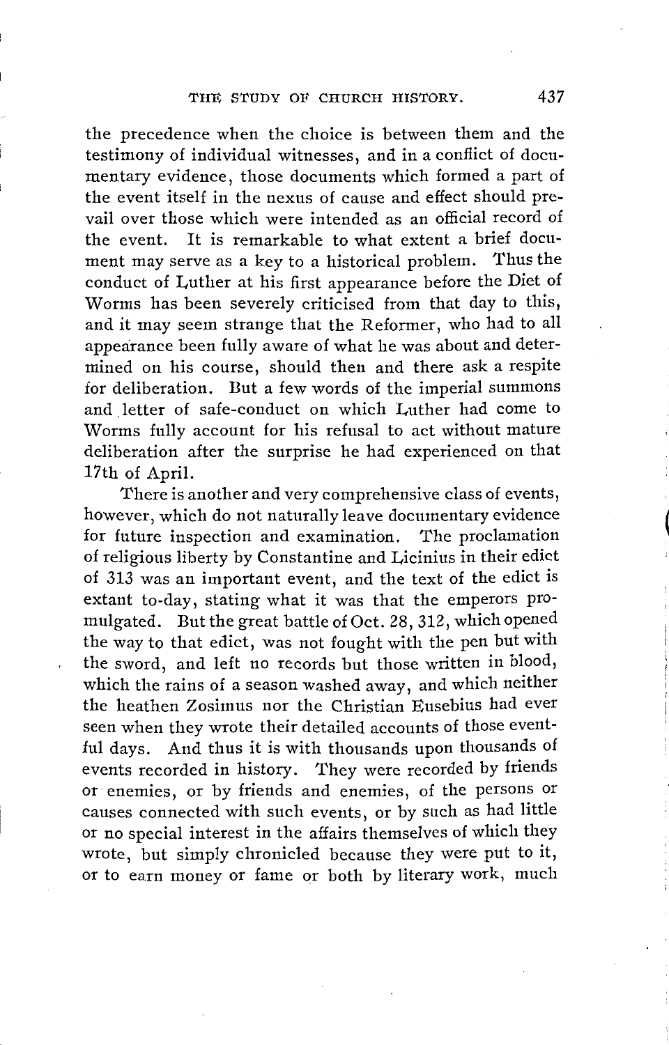the precedence when the choice is between them and the testimony of individual witnesses, and in a conflict of documentary evidence, those documents which formed a part of the event itself in the nexus of cause and effect should prevail over those which were intended as an official record of the event. It is remarkable to what extent a brief document may serve as a key to a historical problem. Thus the conduct of Luther at his first appearance before the Diet of Worms has been severely criticised from that day to this, and it may seem strange that the Reformer, who had to all appearance been fully aware of what he was about and determined on his course, should then and there ask a respite for deliberation. But a few words of the imperial summons and letter of safe-conduct on which Luther had come to Worms fully account for his refusal to act without mature deliberation after the surprise he had experienced on that 17th of April.

There is another and very comprehensive class of events, however, which do not naturally leave documentary evidence for future inspection and examination. The proclamation of religious liberty by Constantine and Licinius in their edict of 313 was an important event, and the text of the edict is extant to-day, stating what it was that the emperors promulgated. But the great battle of Oct. 28, 312, which opened the way to that edict, was not fought with the pen but with the sword, and left no records but those written in blood, which the rains of a season washed away, and which neither the heathen Zosimus nor the Christian Eusebius had ever seen when they wrote their detailed accounts of those eventful days. And thus it is with thousands upon thousands of events recorded in history. They were recorded by friends or enemies, or by friends and enemies, of the persons or causes connected with such events, or by such as had little or no special interest in the affairs themselves of which they wrote, but simply chronicled because they were put to it, or to earn money or fame or both by literary work, much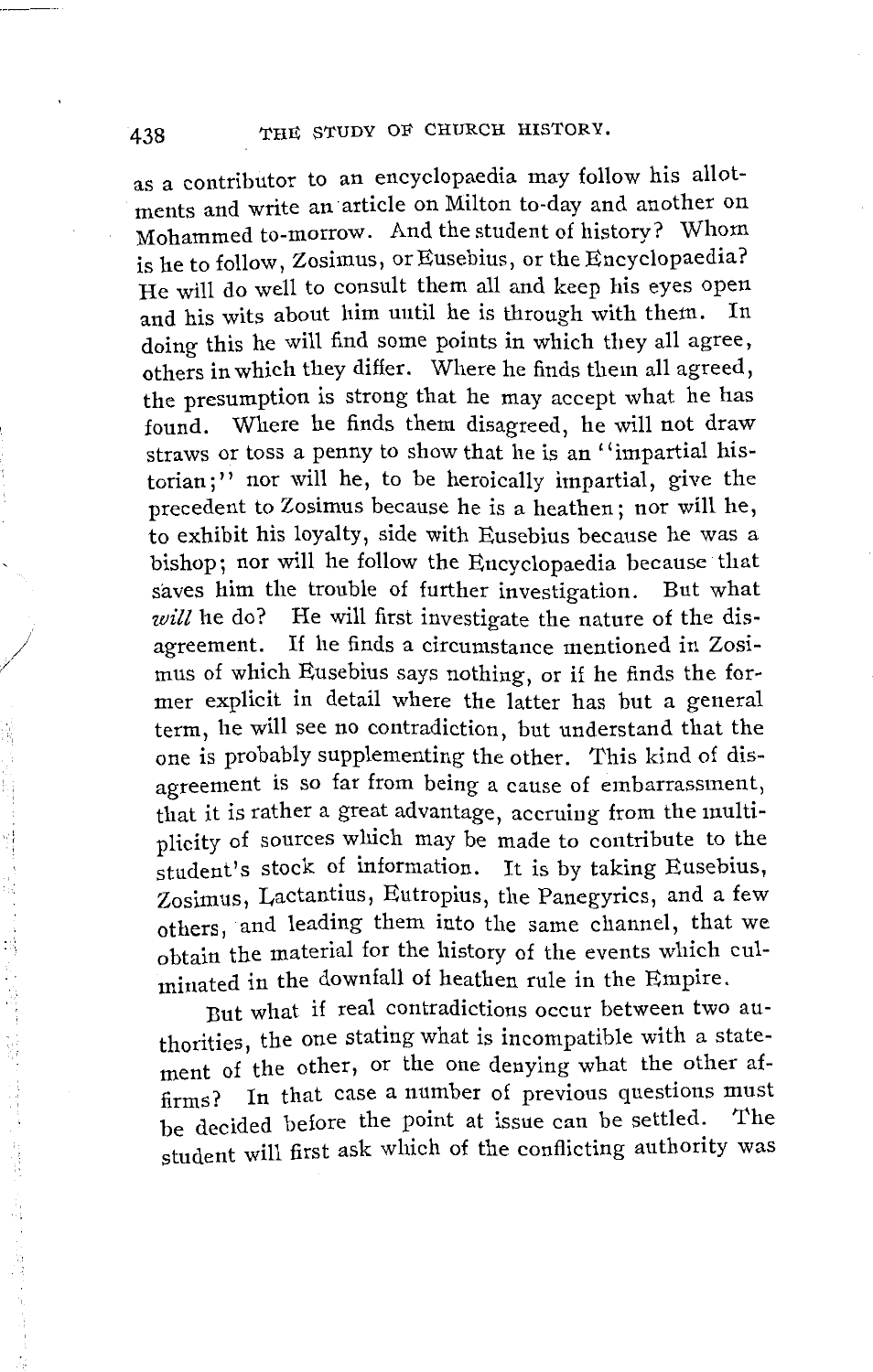as a contributor to an encyclopaedia may follow his allotments and write an article on Milton to-day and another on Mohammed to-morrow. And the student of history? Whom is he to follow, Zosimus, or Eusebius, or the Encyclopaedia? He will do well to consult them all and keep his eyes open and his wits about him until he is through with them. In doing this he will find some points in which they all agree, others in which they differ. Where he finds them all agreed, the presumption is strong that he may accept what he has found. Where he finds them disagreed, he will not draw straws or toss a penny to show that he is an "impartial historian;" nor will he, to be heroically impartial, give the precedent to Zosimus because he is a heathen; nor will he, to exhibit his loyalty, side with Eusebius because he was a bishop; nor will he follow the Encyclopaedia because that saves him the trouble of further investigation. But what *will* he do? He will first investigate the nature of the disagreement. If he finds a circumstance mentioned in Zosimus of which Eusebius says nothing, or if he finds the former explicit in detail where the latter has but a general term, he will see no contradiction, but understand that the one is probably supplementing the other. This kind of disagreement is so far from being a cause of embarrassment, that it is rather a great advantage, accruing from the multiplicity of sources which may be made to contribute to the student's stock of information. It is by taking Eusebius, Zosimus, Lactantius, Eutropius, the Panegyrics, and a few others, and leading them into the same channel, that we obtain the material for the history of the events which culminated in the downfall of heathen rule in the Empire.

But what if real contradictions occur between two authorities, the one stating what is incompatible with a statement of the other, or the one denying what the other affirms? In that case a number of previous questions must be decided before the point at issue can be settled. The student will first ask which of the conflicting authority was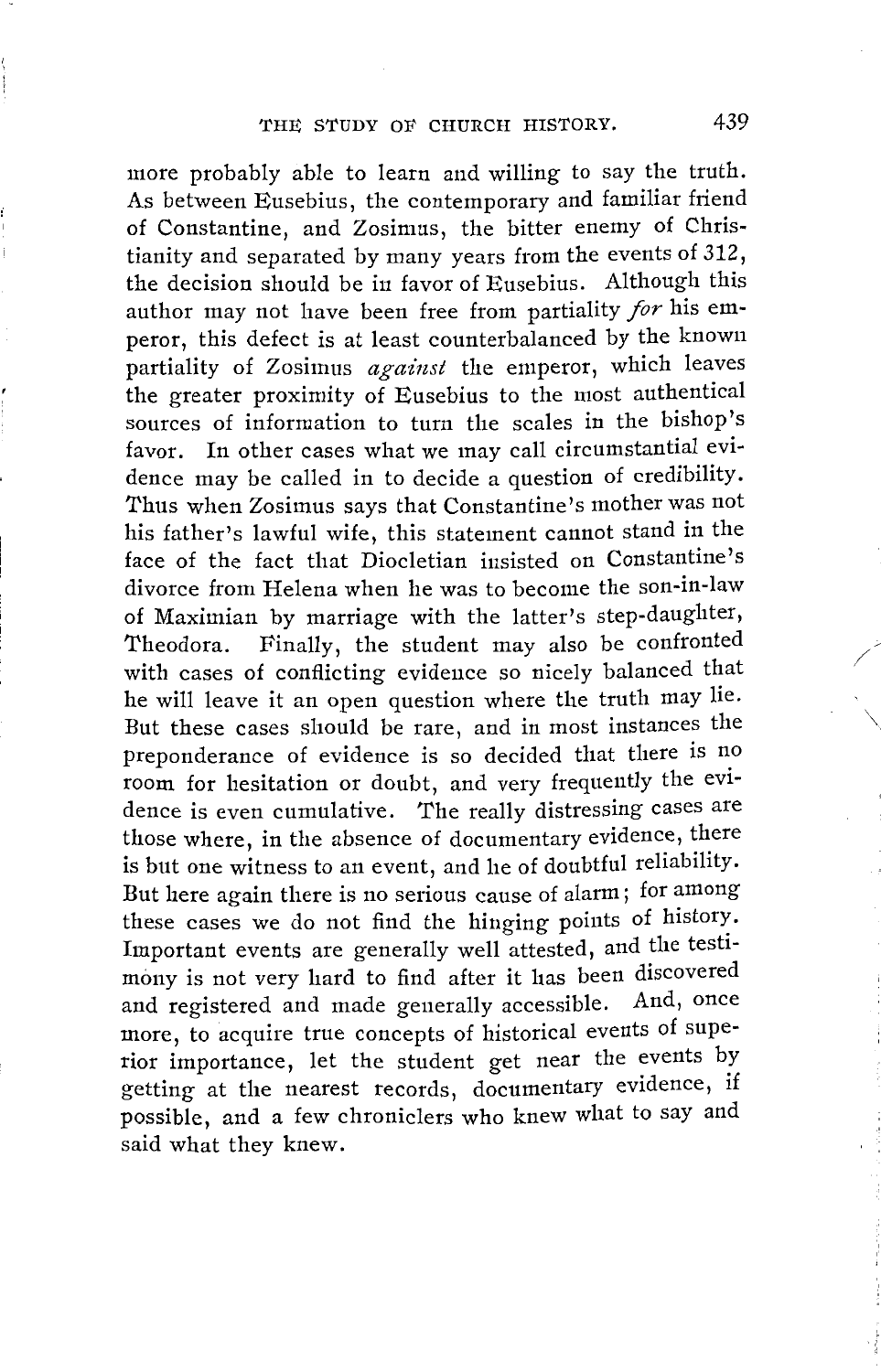more probably able to learn and willing to say the truth. As between Eusebius, the contemporary and familiar friend of Constantine, and Zosimus, the bitter enemy of Christianity and separated by many years from the events of 312, the decision should be in favor of Eusebius. Although this author may not have been free from partiality *for* his emperor, this defect is at least counterbalanced by the known partiality of Zosimus *against* the emperor, which leaves the greater proximity of Eusebius to the most authentical sources of information to turn the scales in the bishop's favor. In other cases what we may call circumstantial evidence may be called in to decide a question of credibility. Thus when Zosimus says that Constantine's mother was not his father's lawful wife, this statement cannot stand in the face of the fact that Diocletian insisted on Constantine's divorce from Helena when he was to become the son-in-law of Maximian by marriage with the latter's step-daughter, Theodora. Finally, the student may also be confronted with cases of conflicting evidence so nicely balanced that he will leave it an open question where the truth may lie. But these cases should be rare, and in most instances the preponderance of evidence is so decided that there is no room for hesitation or doubt, and very frequently the evidence is even cumulative. The really distressing cases are those where, in the absence of documentary evidence, there is but one witness to an event, and he of doubtful reliability. But here again there is no serious cause of alarm; for among these cases we do not find the hinging points of history. Important events are generally well attested, and the testimony is not very hard to find after it has been discovered and registered and made generally accessible. And, once more, to acquire true concepts of historical events of superior importance, let the student get near the events by getting at the nearest records, documentary evidence, if possible, and a few chroniclers who knew what to say and said what they knew.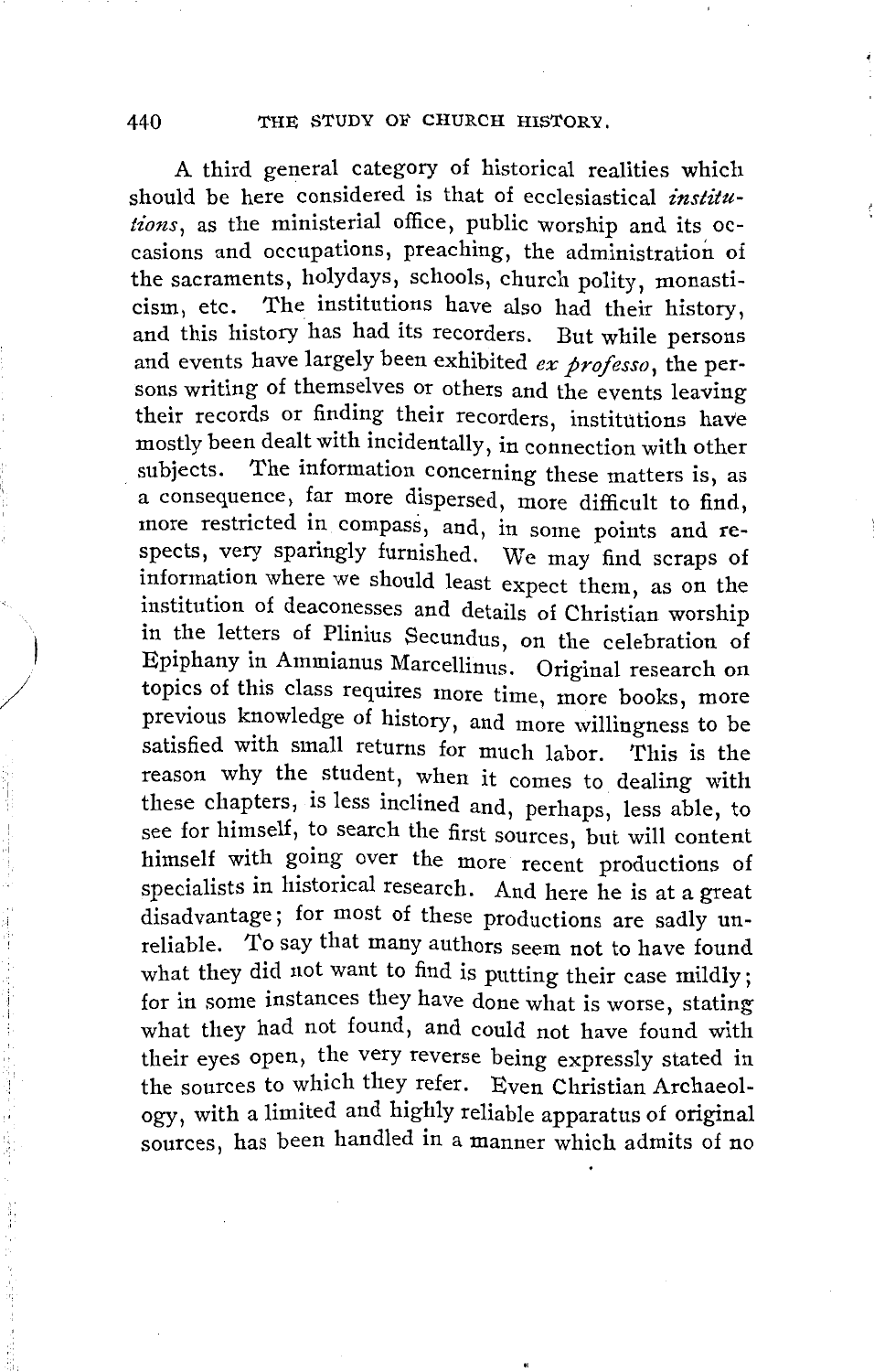A third general category of historical realities which should be here considered is that of ecclesiastical *institutions*, as the ministerial office, public worship and its occasions and occupations, preaching, the administration of the sacraments, holydays, schools, church polity, monasticism, etc. The institutions have also had their history, and this history has had its recorders. But while persons and events have largely been exhibited *ex professo*, the persons writing of themselves or others and the events leaving their records or finding their recorders, institutions have mostly been dealt with incidentally, in connection with other subjects. The information concerning these matters is, as a consequence, far more dispersed, more difficult to find, more restricted in compass, and, in some points and respects, very sparingly furnished. We may find scraps of information where we should least expect them, as on the institution of deaconesses and details of Christian worship in the letters of Plinius Secundus, on the celebration of Epiphany in Ammianus Marcellinus. Original research on topics of this class requires more time, more books, more previous knowledge of history, and more willingness to be satisfied with small returns for much labor. This is the reason why the student, when it comes to dealing with these chapters, is less inclined and, perhaps, less able, to see for himself, to search the first sources, but will content himself with going over the more recent productions of specialists in historical research. And here he is at a great disadvantage; for most of these productions are sadly unreliable. To say that many authors seem not to have found what they did not want to find is putting their case mildly; for in some instances they have done what is worse, stating what they had not found, and could not have found with their eyes open, the very reverse being expressly stated in the sources to which they refer. Even Christian Archaeology, with a limited and highly reliable apparatus of original sources, has been handled in a manner which admits of no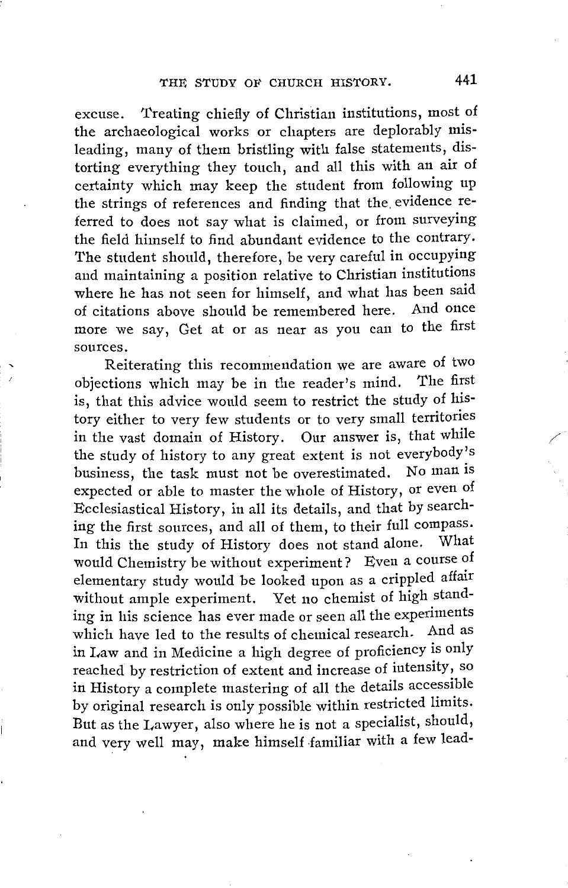excuse. Treating chiefly of Christian institutions, most of the archaeological works or chapters are deplorably misleading, many of them bristling with false statements, distorting everything they touch, and all this with an air of certainty which may keep the student from following up the strings of references and finding that the evidence referred to does not say what is claimed, or from surveying the field himself to find abundant evidence to the contrary. The student should, therefore, be very careful in occupying and maintaining a position relative to Christian institutions where he has not seen for himself, and what has been said of citations above should be remembered here. And once more we say, Get at or as near as you can to the first sources.

Reiterating this recommendation we are aware of two objections which may be in the reader's mind. The first is, that this advice would seem to restrict the study of history either to very few students or to very small territories in the vast domain of History. Our answer is, that while the study of history to any great extent is not everybody's business, the task must not be overestimated. No man is expected or able to master the whole of History, or even of Ecclesiastical History, in all its details, and that by searching the first sources, and all of them, to their full compass. In this the study of History does not stand alone. What would Chemistry be without experiment? Even a course of elementary study would be looked upon as a crippled affair without ample experiment. Yet no chemist of high standing in his science has ever made or seen all the experiments which have led to the results of chemical research. And as in Law and in Medicine a high degree of proficiency is only reached by restriction of extent and increase of intensity, so in History a complete mastering of all the details accessible by original research is only possible within restricted limits. But as the Lawyer, also where he is not a specialist, should, and very well may, make himself familiar with a few lead-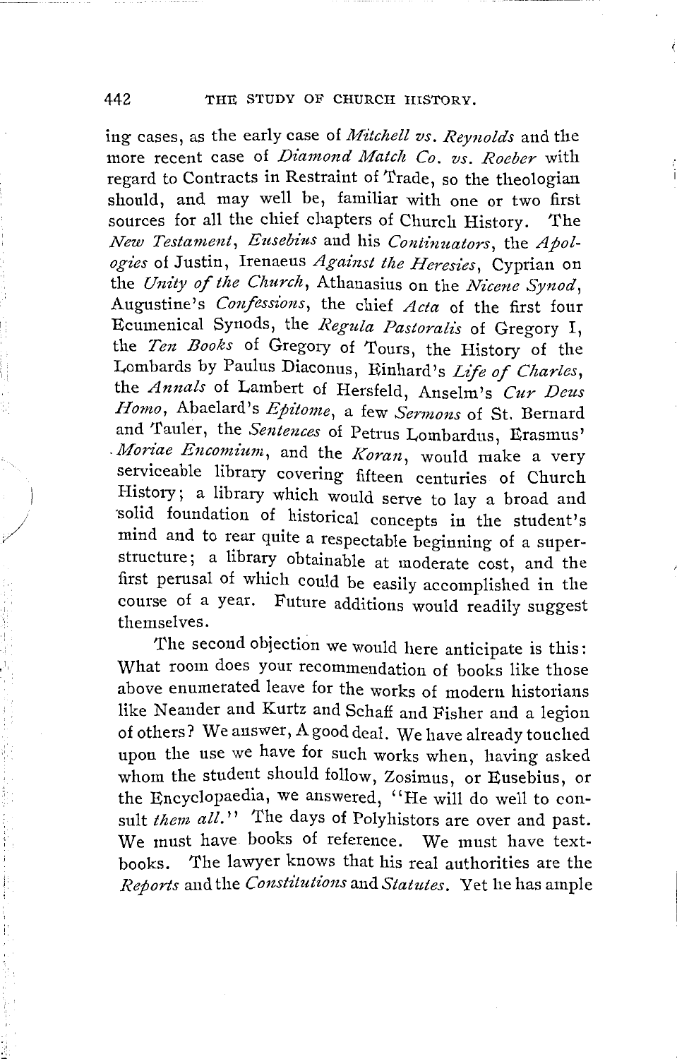ing cases, as the early case of *Mitchell vs. Reynolds* and the more recent case of *Diamond Match Co. vs. Roeber* with regard to Contracts in Restraint of Trade, so the theologian should, and may well be, familiar with one or two first sources for all the chief chapters of Church History. The *New Testament*, *Eusebius* and his *Continuators*, the *Apologies* of Justin, Irenaeus *Against the Heresies*, Cyprian on the *Unity of the Church*, Athanasius on the *Nicene Synod*, Augustine's *Confessions*, the chief *Acta* of the first four Ecumenical Synods, the *Regula Pastoralis* of Gregory I, the *Ten Books* of Gregory of Tours, the History of the Lombards by Paulus Diaconus, Einhard's *Life of Charles*, the *Annals* of Lambert of Hersfeld, Anselm's *Cur Deus Homo*, Abaelard's *Epitome*, a few *Sermons* of St. Bernard and Tauler, the *Sentences* of Petrus Lombardus, Erasmus' *Moriae Encomium*, and the *Koran*, would make a very serviceable library covering fifteen centuries of Church History; a library which would serve to lay a broad and solid foundation of historical concepts in the student's mind and to rear quite a respectable beginning of a superstructure; a library obtainable at moderate cost, and the first perusal of which could be easily accomplished in the course of a year. Future additions would readily suggest themselves.

The second objection we would here anticipate is this: What room does your recommendation of books like those above enumerated leave for the works of modern historians like Neander and Kurtz and Schaff and Fisher and a legion of others? We answer, A good deal. We have already touched upon the use we have for such works when, having asked whom the student should follow, Zosimus, or Eusebius, or the Encyclopaedia, we answered, "He will do well to consult *them all*." The days of Polyhistors are over and past. We must have books of reference. We must have textbooks. The lawyer knows that his real authorities are the *Reports* and the *Constitutions* and *Statutes*. Yet he has ample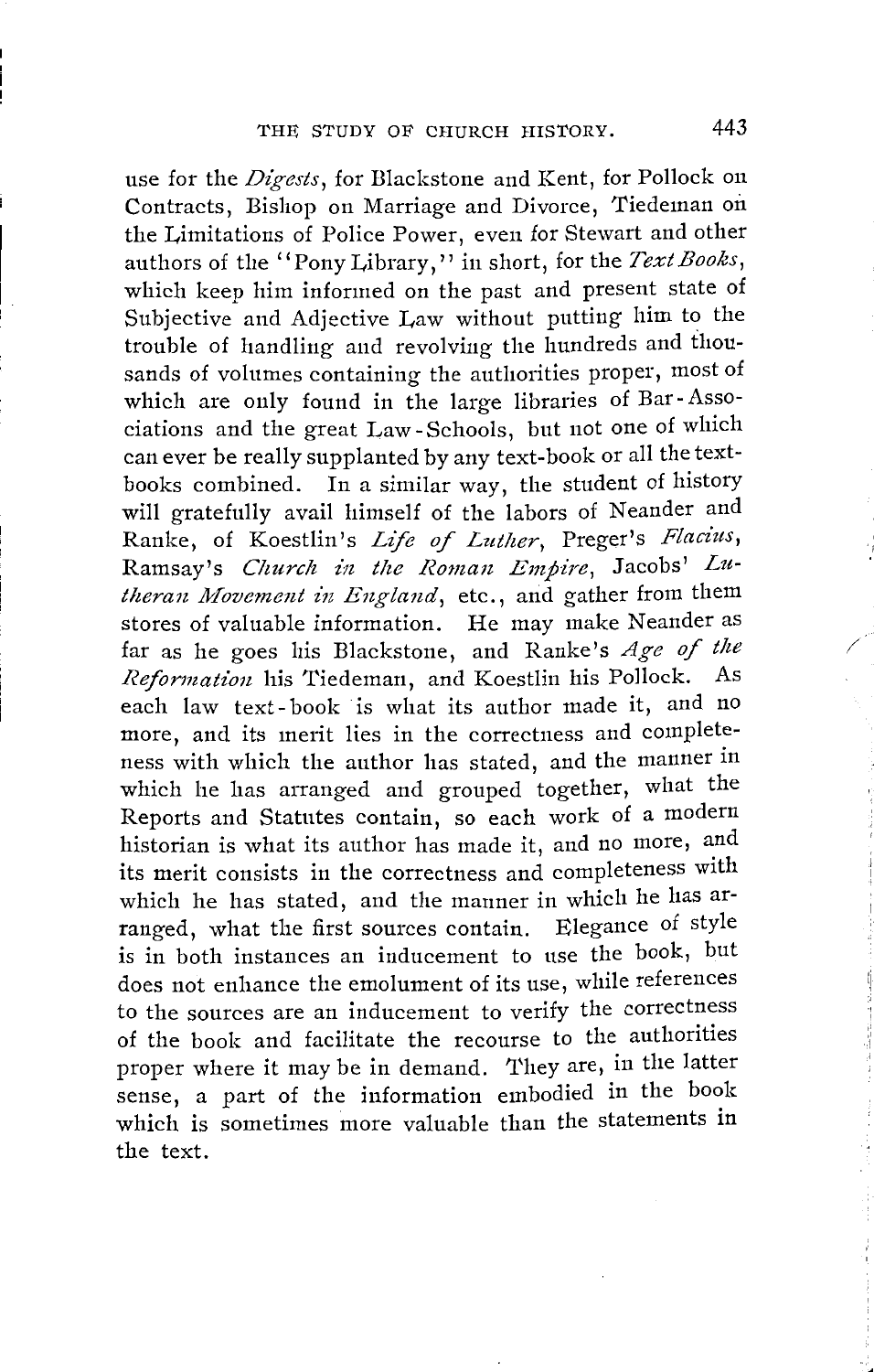use for the *Digests*, for Blackstone and Kent, for Pollock on Contracts, Bishop on Marriage and Divorce, Tiedeman on the Limitations of Police Power, even for Stewart and other authors of the "Pony Library," in short, for the *Text Books*, which keep him informed on the past and present state of Subjective and Adjective Law without putting him to the trouble of handling and revolving the hundreds and thousands of volumes containing the authorities proper, most of which are only found in the large libraries of Bar-Associations and the great Law-Schools, but not one of which can ever be really supplanted by any text-book or all the text-books combined. In a similar way, the student of history will gratefully avail himself of the labors of Neander and Ranke, of Koestlin's *Life of Luther*, Preger's *Flacius*, Ramsay's *Church in the Roman Empire*, Jacobs' *Lutheran Movement in England*, etc., and gather from them stores of valuable information. He may make Neander as far as he goes his Blackstone, and Ranke's *Age of the Reformation* his Tiedeman, and Koestlin his Pollock. As each law text-book is what its author made it, and no more, and its merit lies in the correctness and completeness with which the author has stated, and the manner in which he has arranged and grouped together, what the Reports and Statutes contain, so each work of a modern historian is what its author has made it, and no more, and its merit consists in the correctness and completeness with which he has stated, and the manner in which he has arranged, what the first sources contain. Elegance of style is in both instances an inducement to use the book, but does not enhance the emolument of its use, while references to the sources are an inducement to verify the correctness of the book and facilitate the recourse to the authorities proper where it may be in demand. They are, in the latter sense, a part of the information embodied in the book which is sometimes more valuable than the statements in the text.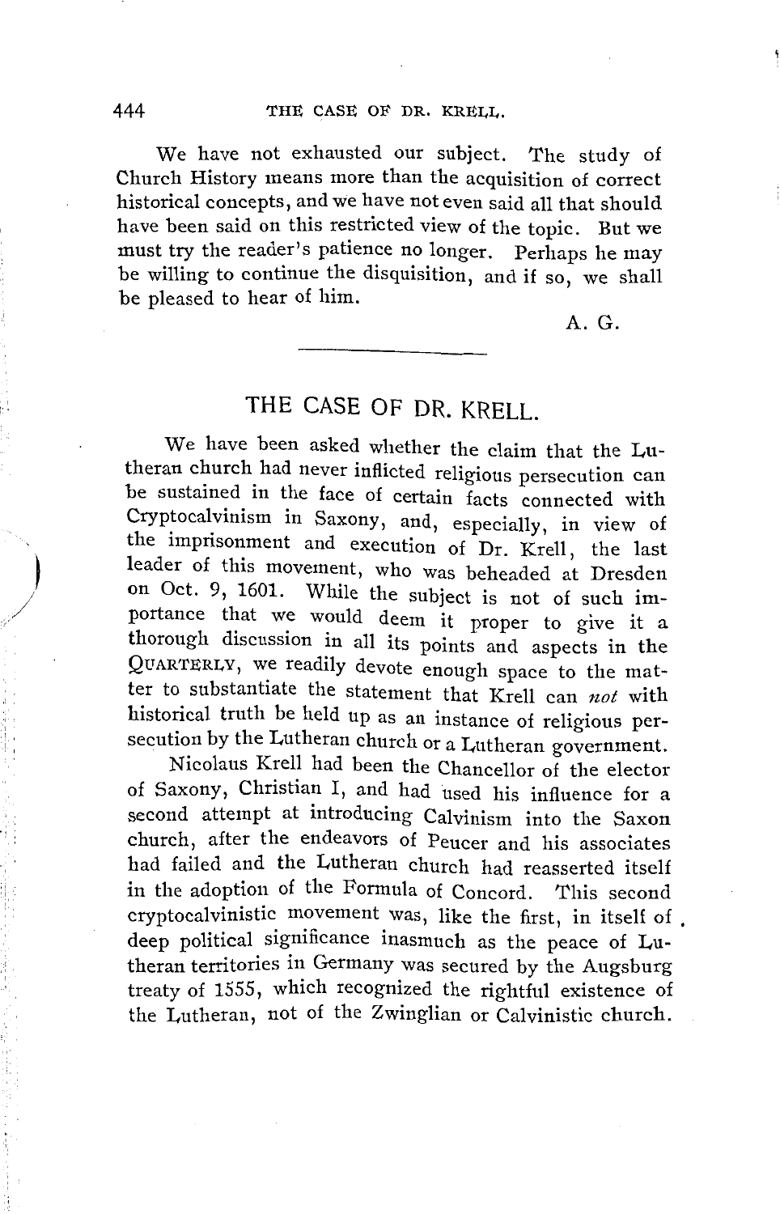We have not exhausted our subject. The study of Church History means more than the acquisition of correct historical concepts, and we have not even said all that should have been said on this restricted view of the topic. But we must try the reader's patience no longer. Perhaps he may be willing to continue the disquisition, and if so, we shall be pleased to hear of him.

A. G.

---

# THE CASE OF DR. KRELL.

We have been asked whether the claim that the Lutheran church had never inflicted religious persecution can be sustained in the face of certain facts connected with Cryptocalvinism in Saxony, and, especially, in view of the imprisonment and execution of Dr. Krell, the last leader of this movement, who was beheaded at Dresden on Oct. 9, 1601. While the subject is not of such importance that we would deem it proper to give it a thorough discussion in all its points and aspects in the QUARTERLY, we readily devote enough space to the matter to substantiate the statement that Krell can *not* with historical truth be held up as an instance of religious persecution by the Lutheran church or a Lutheran government.

Nicolaus Krell had been the Chancellor of the elector of Saxony, Christian I, and had used his influence for a second attempt at introducing Calvinism into the Saxon church, after the endeavors of Peucer and his associates had failed and the Lutheran church had reasserted itself in the adoption of the Formula of Concord. This second cryptocalvinistic movement was, like the first, in itself of deep political significance inasmuch as the peace of Lutheran territories in Germany was secured by the Augsburg treaty of 1555, which recognized the rightful existence of the Lutheran, not of the Zwinglian or Calvinistic church.